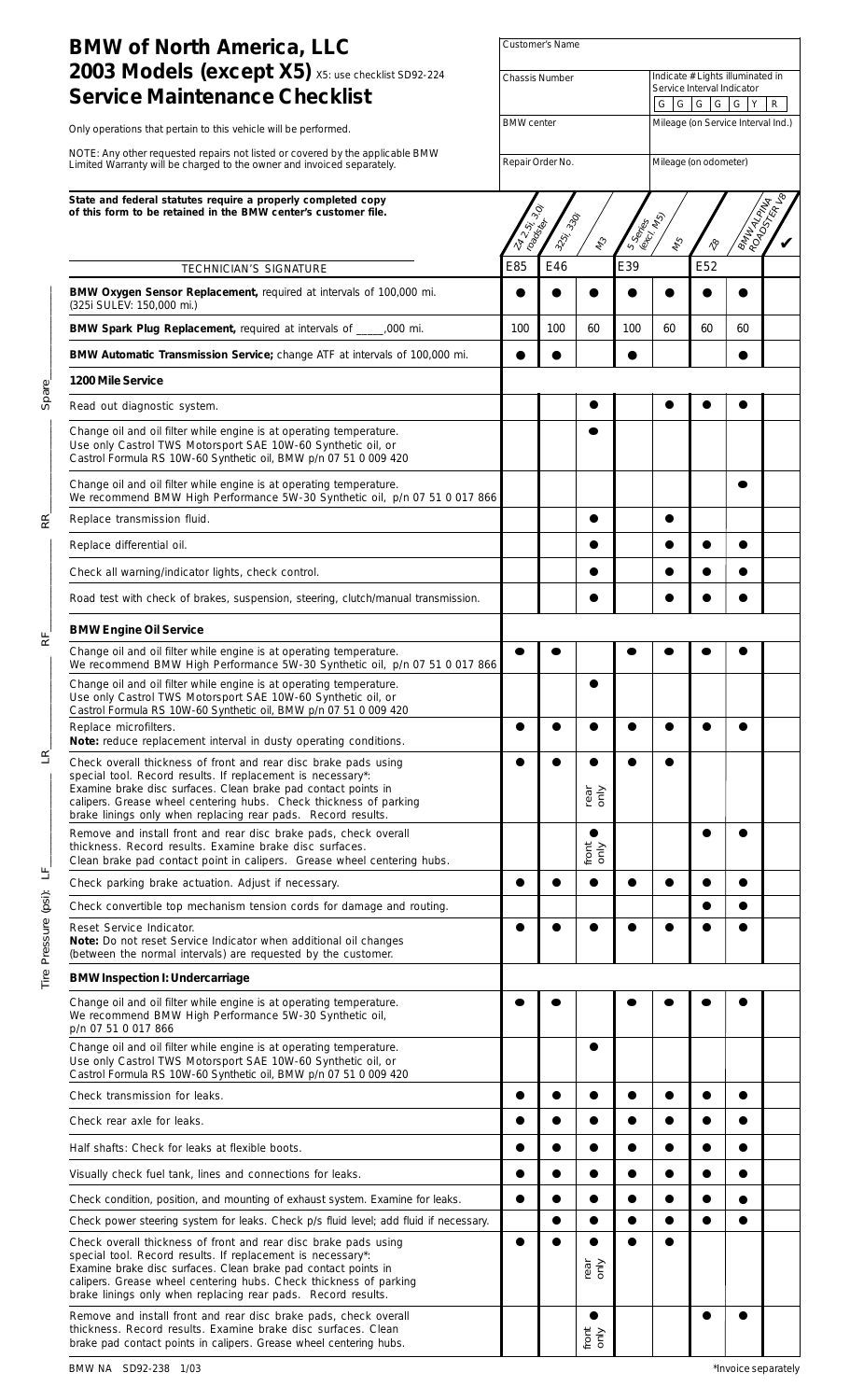# BMW of North America, LLC
## 2003 Models (except X5) X5: use checklist SD92-224
## Service Maintenance Checklist

Only operations that pertain to this vehicle will be performed.

NOTE: Any other requested repairs not listed or covered by the applicable BMW Limited Warranty will be charged to the owner and invoiced separately.

| Customer's Name | |
|---|---|
| Chassis Number | Indicate # Lights illuminated in Service Interval Indicator: G G G G G Y R |
| BMW center | Mileage (on Service Interval Ind.) |
| Repair Order No. | Mileage (on odometer) |

**State and federal statutes require a properly completed copy of this form to be retained in the BMW center's customer file.**

Tire Pressure (psi): LF___ LR___ RF___ RR___ Spare___

| TECHNICIAN'S SIGNATURE | Z4 2.5i, 3.0i roadster (E85) | 325i, 330i (E46) | M3 (E46) | 5 Series (excl. M5) (E39) | M5 (E39) | Z8 (E52) | BMW ALPINA ROADSTER V8 (E52) | ✔ |
|---|---|---|---|---|---|---|---|---|
| **BMW Oxygen Sensor Replacement,** required at intervals of 100,000 mi. (325i SULEV: 150,000 mi.) | ● | ● | ● | ● | ● | ● | ● | |
| **BMW Spark Plug Replacement,** required at intervals of _____,000 mi. | 100 | 100 | 60 | 100 | 60 | 60 | 60 | |
| **BMW Automatic Transmission Service;** change ATF at intervals of 100,000 mi. | ● | ● | | ● | | | ● | |
| **1200 Mile Service** | | | | | | | | |
| Read out diagnostic system. | | | ● | | ● | ● | ● | |
| Change oil and oil filter while engine is at operating temperature. Use only Castrol TWS Motorsport SAE 10W-60 Synthetic oil, or Castrol Formula RS 10W-60 Synthetic oil, BMW p/n 07 51 0 009 420 | | | ● | | | | | |
| Change oil and oil filter while engine is at operating temperature. We recommend BMW High Performance 5W-30 Synthetic oil, p/n 07 51 0 017 866 | | | | | | | ● | |
| Replace transmission fluid. | | | ● | | ● | | | |
| Replace differential oil. | | | ● | | ● | ● | ● | |
| Check all warning/indicator lights, check control. | | | ● | | ● | ● | ● | |
| Road test with check of brakes, suspension, steering, clutch/manual transmission. | | | ● | | ● | ● | ● | |
| **BMW Engine Oil Service** | | | | | | | | |
| Change oil and oil filter while engine is at operating temperature. We recommend BMW High Performance 5W-30 Synthetic oil, p/n 07 51 0 017 866 | ● | ● | | ● | ● | ● | ● | |
| Change oil and oil filter while engine is at operating temperature. Use only Castrol TWS Motorsport SAE 10W-60 Synthetic oil, or Castrol Formula RS 10W-60 Synthetic oil, BMW p/n 07 51 0 009 420 | | | ● | | | | | |
| Replace microfilters. **Note:** reduce replacement interval in dusty operating conditions. | ● | ● | ● | ● | ● | ● | ● | |
| Check overall thickness of front and rear disc brake pads using special tool. Record results. If replacement is necessary*: Examine brake disc surfaces. Clean brake pad contact points in calipers. Grease wheel centering hubs. Check thickness of parking brake linings only when replacing rear pads. Record results. | ● | ● | ● rear only | ● | ● | | | |
| Remove and install front and rear disc brake pads, check overall thickness. Record results. Examine brake disc surfaces. Clean brake pad contact point in calipers. Grease wheel centering hubs. | | | ● front only | | | ● | ● | |
| Check parking brake actuation. Adjust if necessary. | ● | ● | ● | ● | ● | ● | ● | |
| Check convertible top mechanism tension cords for damage and routing. | | | | | | ● | ● | |
| Reset Service Indicator. **Note:** Do not reset Service Indicator when additional oil changes (between the normal intervals) are requested by the customer. | ● | ● | ● | ● | ● | ● | ● | |
| **BMW Inspection I: Undercarriage** | | | | | | | | |
| Change oil and oil filter while engine is at operating temperature. We recommend BMW High Performance 5W-30 Synthetic oil, p/n 07 51 0 017 866 | ● | ● | | ● | ● | ● | ● | |
| Change oil and oil filter while engine is at operating temperature. Use only Castrol TWS Motorsport SAE 10W-60 Synthetic oil, or Castrol Formula RS 10W-60 Synthetic oil, BMW p/n 07 51 0 009 420 | | | ● | | | | | |
| Check transmission for leaks. | ● | ● | ● | ● | ● | ● | ● | |
| Check rear axle for leaks. | ● | ● | ● | ● | ● | ● | ● | |
| Half shafts: Check for leaks at flexible boots. | ● | ● | ● | ● | ● | ● | ● | |
| Visually check fuel tank, lines and connections for leaks. | ● | ● | ● | ● | ● | ● | ● | |
| Check condition, position, and mounting of exhaust system. Examine for leaks. | ● | ● | ● | ● | ● | ● | ● | |
| Check power steering system for leaks. Check p/s fluid level; add fluid if necessary. | | ● | ● | ● | ● | ● | ● | |
| Check overall thickness of front and rear disc brake pads using special tool. Record results. If replacement is necessary*: Examine brake disc surfaces. Clean brake pad contact points in calipers. Grease wheel centering hubs. Check thickness of parking brake linings only when replacing rear pads. Record results. | ● | ● | ● rear only | ● | ● | | | |
| Remove and install front and rear disc brake pads, check overall thickness. Record results. Examine brake disc surfaces. Clean brake pad contact points in calipers. Grease wheel centering hubs. | | | ● front only | | | ● | ● | |

BMW NA SD92-238 1/03

*Invoice separately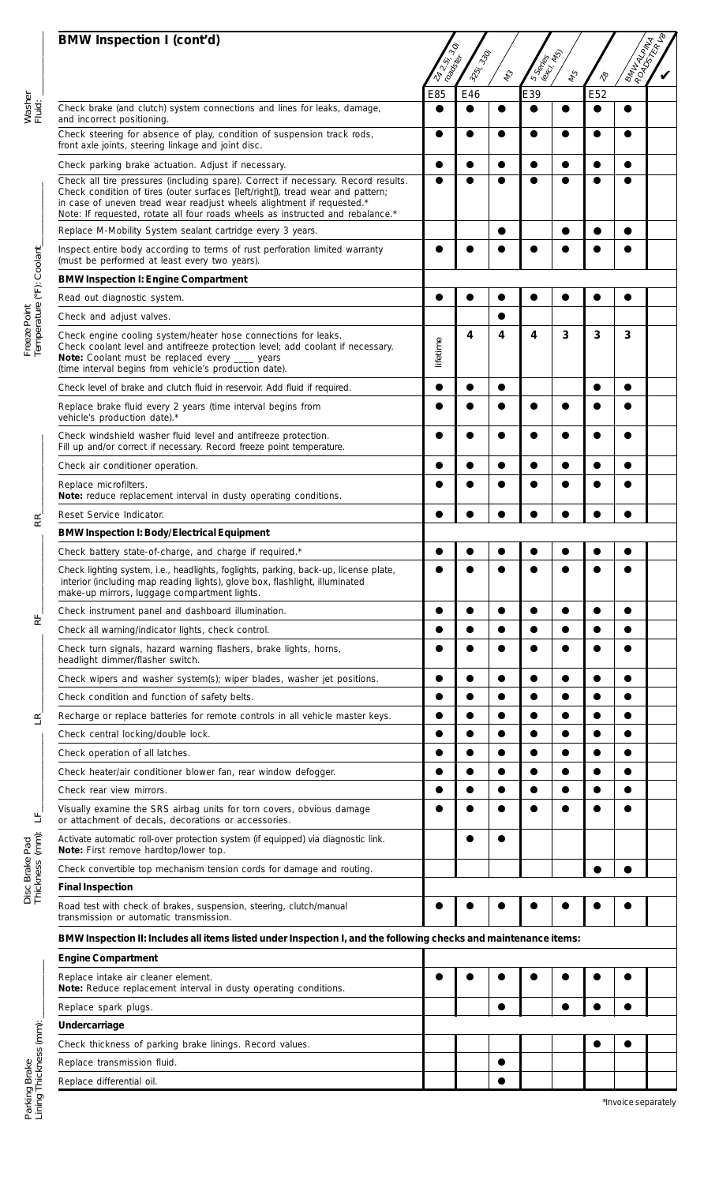Washer Fluid: ___

Freeze Point Temperature (°F): Coolant ___

Disc Brake Pad Thickness (mm): RR ___ RF ___ LR ___ LF ___

Parking Brake Lining Thickness (mm): ___

| BMW Inspection I (cont'd) | Z4 2.5i, 3.0i roadster | 325i, 330i | M3 | 5 Series (excl. M5) | M5 | Z8 | BMW ALPINA ROADSTER V8 | ✔ |
|---|---|---|---|---|---|---|---|---|
| | E85 | E46 | | E39 | | E52 | | |
| Check brake (and clutch) system connections and lines for leaks, damage, and incorrect positioning. | ● | ● | ● | ● | ● | ● | ● | |
| Check steering for absence of play, condition of suspension track rods, front axle joints, steering linkage and joint disc. | ● | ● | ● | ● | ● | ● | ● | |
| Check parking brake actuation. Adjust if necessary. | ● | ● | ● | ● | ● | ● | ● | |
| Check all tire pressures (including spare). Correct if necessary. Record results. Check condition of tires (outer surfaces [left/right]), tread wear and pattern; in case of uneven tread wear readjust wheels alignment if requested.* Note: If requested, rotate all four roads wheels as instructed and rebalance.* | ● | ● | ● | ● | ● | ● | ● | |
| Replace M-Mobility System sealant cartridge every 3 years. | | | ● | | ● | ● | ● | |
| Inspect entire body according to terms of rust perforation limited warranty (must be performed at least every two years). | ● | ● | ● | ● | ● | ● | ● | |
| **BMW Inspection I: Engine Compartment** | | | | | | | | |
| Read out diagnostic system. | ● | ● | ● | ● | ● | ● | ● | |
| Check and adjust valves. | | | ● | | | | | |
| Check engine cooling system/heater hose connections for leaks. Check coolant level and antifreeze protection level; add coolant if necessary. **Note:** Coolant must be replaced every ____ years (time interval begins from vehicle's production date). | lifetime | 4 | 4 | 4 | 3 | 3 | 3 | |
| Check level of brake and clutch fluid in reservoir. Add fluid if required. | ● | ● | ● | | | ● | ● | |
| Replace brake fluid every 2 years (time interval begins from vehicle's production date).* | ● | ● | ● | ● | ● | ● | ● | |
| Check windshield washer fluid level and antifreeze protection. Fill up and/or correct if necessary. Record freeze point temperature. | ● | ● | ● | ● | ● | ● | ● | |
| Check air conditioner operation. | ● | ● | ● | ● | ● | ● | ● | |
| Replace microfilters. **Note:** reduce replacement interval in dusty operating conditions. | ● | ● | ● | ● | ● | ● | ● | |
| Reset Service Indicator. | ● | ● | ● | ● | ● | ● | ● | |
| **BMW Inspection I: Body/Electrical Equipment** | | | | | | | | |
| Check battery state-of-charge, and charge if required.* | ● | ● | ● | ● | ● | ● | ● | |
| Check lighting system, i.e., headlights, foglights, parking, back-up, license plate, interior (including map reading lights), glove box, flashlight, illuminated make-up mirrors, luggage compartment lights. | ● | ● | ● | ● | ● | ● | ● | |
| Check instrument panel and dashboard illumination. | ● | ● | ● | ● | ● | ● | ● | |
| Check all warning/indicator lights, check control. | ● | ● | ● | ● | ● | ● | ● | |
| Check turn signals, hazard warning flashers, brake lights, horns, headlight dimmer/flasher switch. | ● | ● | ● | ● | ● | ● | ● | |
| Check wipers and washer system(s); wiper blades, washer jet positions. | ● | ● | ● | ● | ● | ● | ● | |
| Check condition and function of safety belts. | ● | ● | ● | ● | ● | ● | ● | |
| Recharge or replace batteries for remote controls in all vehicle master keys. | ● | ● | ● | ● | ● | ● | ● | |
| Check central locking/double lock. | ● | ● | ● | ● | ● | ● | ● | |
| Check operation of all latches. | ● | ● | ● | ● | ● | ● | ● | |
| Check heater/air conditioner blower fan, rear window defogger. | ● | ● | ● | ● | ● | ● | ● | |
| Check rear view mirrors. | ● | ● | ● | ● | ● | ● | ● | |
| Visually examine the SRS airbag units for torn covers, obvious damage or attachment of decals, decorations or accessories. | ● | ● | ● | ● | ● | ● | ● | |
| Activate automatic roll-over protection system (if equipped) via diagnostic link. **Note:** First remove hardtop/lower top. | | ● | ● | | | | | |
| Check convertible top mechanism tension cords for damage and routing. | | | | | | ● | ● | |
| **Final Inspection** | | | | | | | | |
| Road test with check of brakes, suspension, steering, clutch/manual transmission or automatic transmission. | ● | ● | ● | ● | ● | ● | ● | |
| **BMW Inspection II: Includes all items listed under Inspection I, and the following checks and maintenance items:** | | | | | | | | |
| **Engine Compartment** | | | | | | | | |
| Replace intake air cleaner element. **Note:** Reduce replacement interval in dusty operating conditions. | ● | ● | ● | ● | ● | ● | ● | |
| Replace spark plugs. | | | ● | | ● | ● | ● | |
| **Undercarriage** | | | | | | | | |
| Check thickness of parking brake linings. Record values. | | | | | | ● | ● | |
| Replace transmission fluid. | | | ● | | | | | |
| Replace differential oil. | | | ● | | | | | |

*Invoice separately